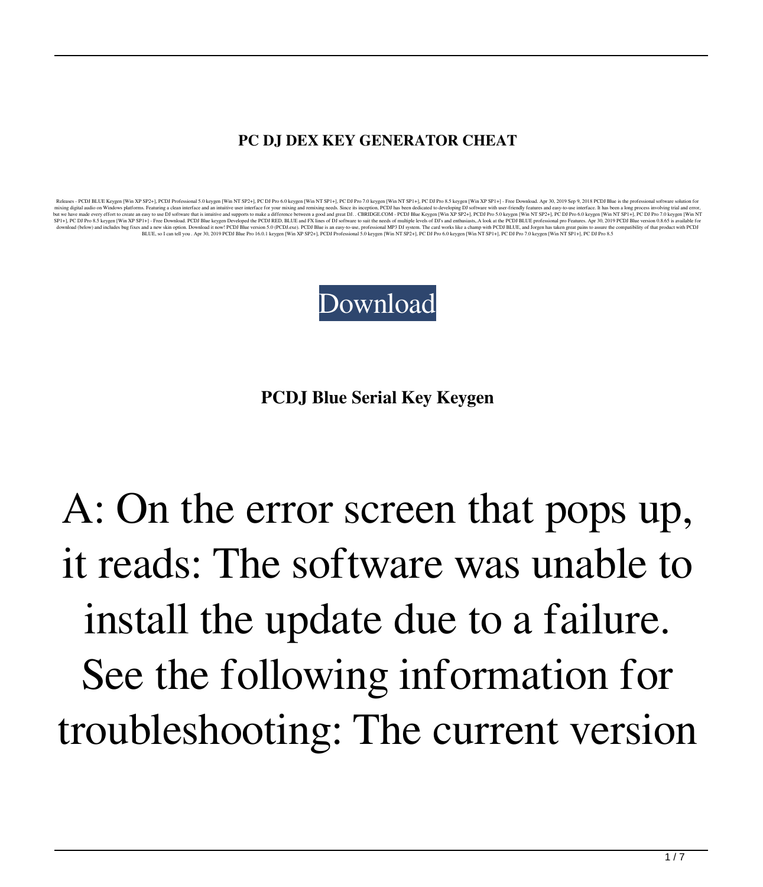**PC DJ DEX KEY GENERATOR CHEAT**

Releases - PCDJ BLUE Keygen [Win XP SP2+], PCDJ Professional 5.0 keygen [Win NT SP2+], PC DJ Pro 6.0 keygen [Win NT SP1+], PC DJ Pro 7.0 keygen [Win NT SP1+], PC DJ Pro 8.5 keygen [Win XP SP1+] - Free Download. Apr 30, 2019 Sep 9, 2018 PCDJ Blue is the professional software solution for mixing digital audio on Windows platforms. Featuring a clean interface and an intuitive user interface for your mixing and remixing needs. Since its inception, PCDJ has been dedicated to developing DJ software with user-friendly features and easy-to-use interface. It has been a long process involving trial and error, but we have made every effort to create an easy to use DJ software that is intuitive and supports to make a difference between a good and great DJ. . CBRIDGE.COM - PCDJ Blue Keygen [Win XP SP2+], PCDJ Pro 5.0 keygen [Win NT SP2+], PC DJ Pro 6.0 keygen [Win NT SP1+], PC DJ Pro 7.0 keygen [Win NT SP1+], PC DJ Pro 8.5 keygen [Win XP SP1+] - Free Download. PCDJ Blue keygen Developed the PCDJ RED, BLUE and FX lines of DJ software to suit the needs of multiple levels of DJ's and enthusiasts,.A look at the PCDJ BLUE professional pro Features. Apr 30, 2019 PCDJ Blue version 0.8.65 is available for download (below) and includes bug fixes and a new skin option. Download it now! PCDJ Blue version 5.0 (PCDJ.exe). PCDJ Blue is an easy-to-use, professional MP3 DJ system. The card works like a champ with PCDJ BLUE, and Jorgen has taken great pains to assure the compatibility of that product with PCDJ BLUE, so I can tell you . Apr 30, 2019 PCDJ Blue Pro 16.0.1 keygen [Win XP SP2+], PCDJ Professional 5.0 keygen [Win NT SP2+], PC DJ Pro 6.0 keygen [Win NT SP1+], PC DJ Pro 7.0 keygen [Win NT SP1+], PC DJ Pro 8.5

Download

**PCDJ Blue Serial Key Keygen**

# A: On the error screen that pops up, it reads: The software was unable to install the update due to a failure. See the following information for troubleshooting: The current version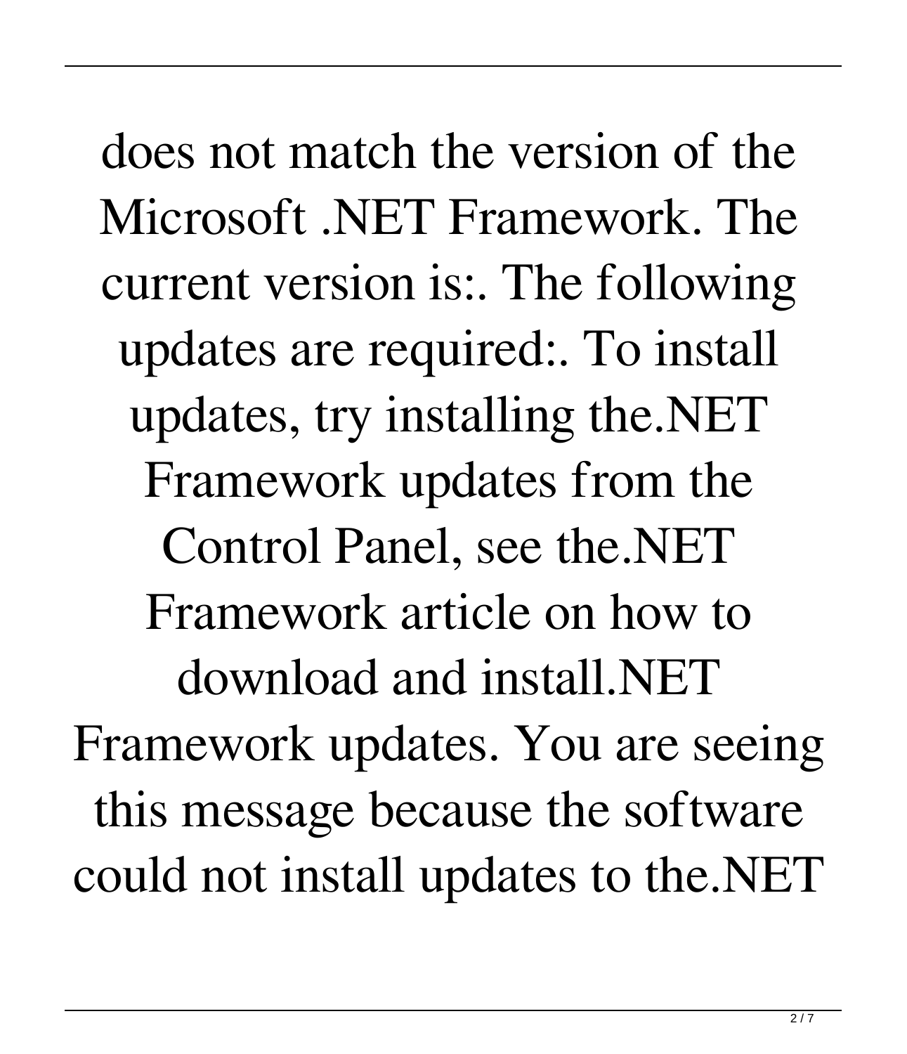does not match the version of the Microsoft .NET Framework. The current version is:. The following updates are required:. To install updates, try installing the.NET Framework updates from the Control Panel, see the.NET Framework article on how to download and install.NET Framework updates. You are seeing this message because the software could not install updates to the.NET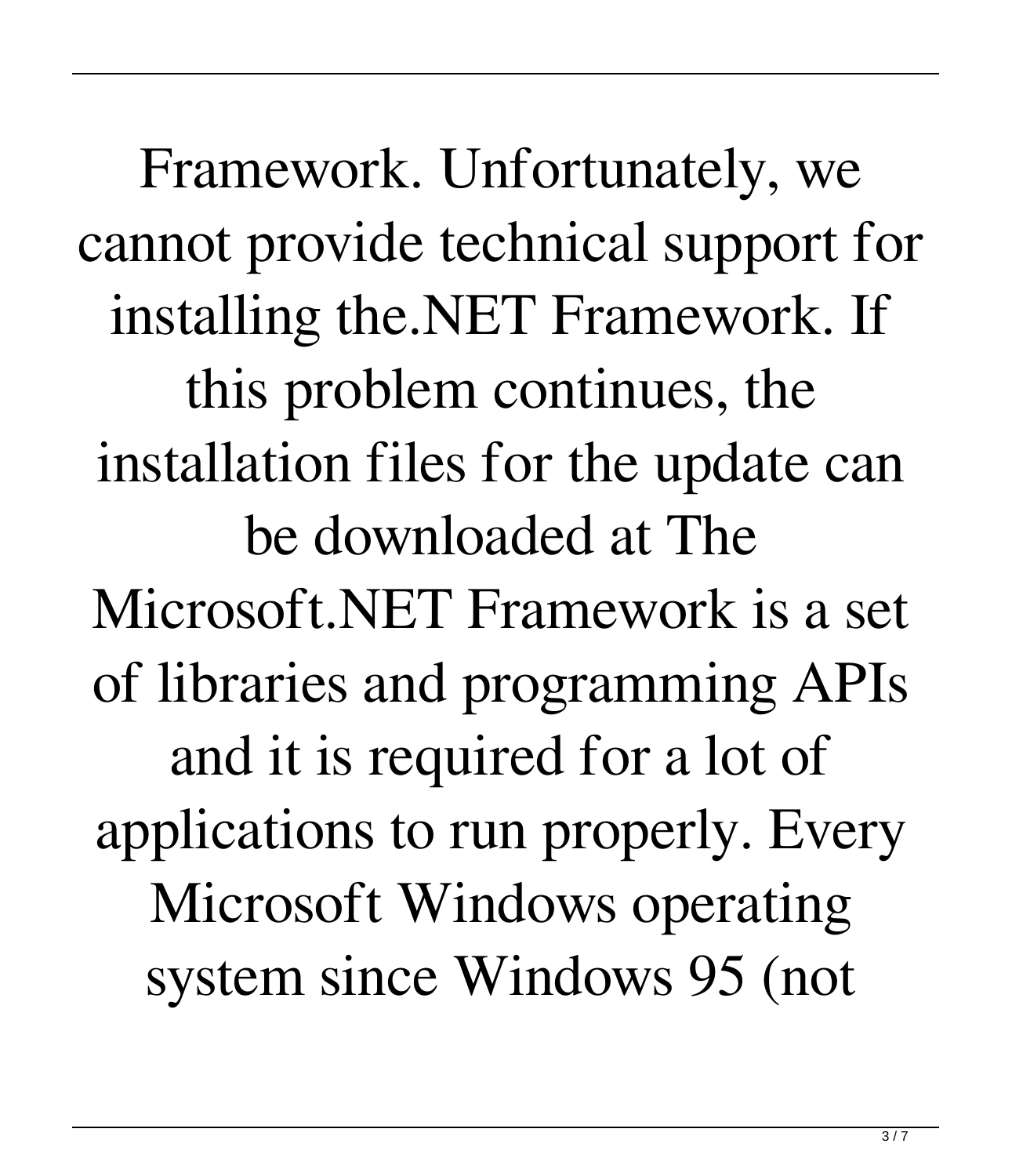Framework. Unfortunately, we cannot provide technical support for installing the.NET Framework. If this problem continues, the installation files for the update can be downloaded at The Microsoft.NET Framework is a set of libraries and programming APIs and it is required for a lot of applications to run properly. Every Microsoft Windows operating system since Windows 95 (not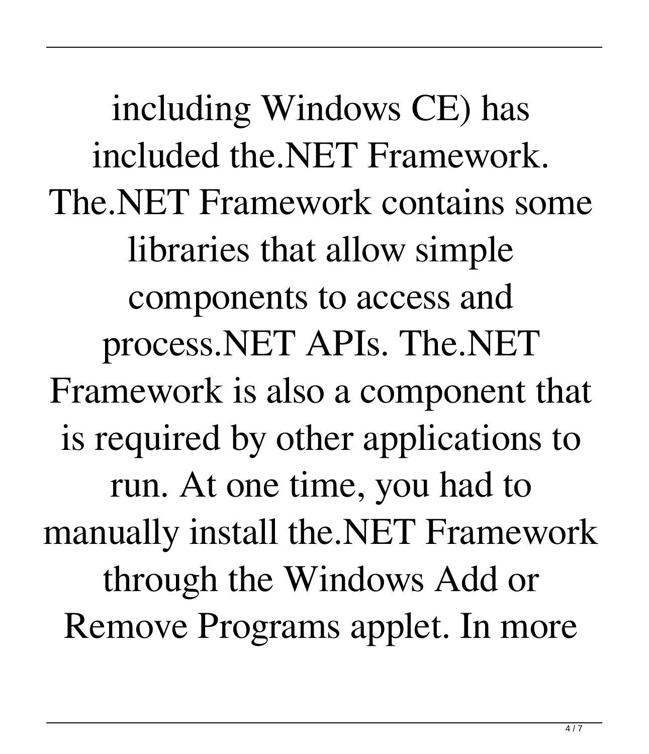including Windows CE) has included the.NET Framework. The.NET Framework contains some libraries that allow simple components to access and process.NET APIs. The.NET Framework is also a component that is required by other applications to run. At one time, you had to manually install the.NET Framework through the Windows Add or Remove Programs applet. In more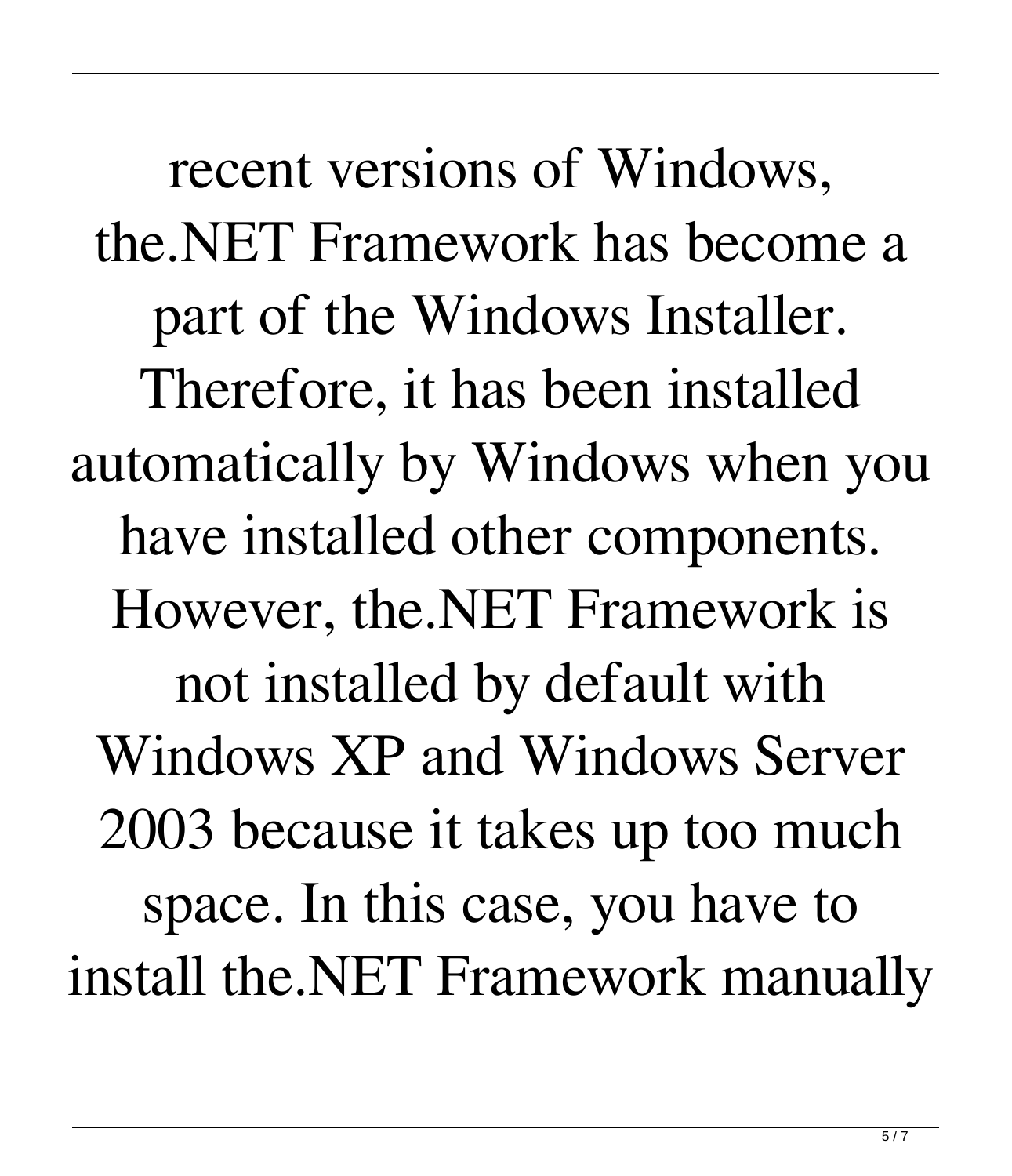recent versions of Windows, the.NET Framework has become a part of the Windows Installer. Therefore, it has been installed automatically by Windows when you have installed other components. However, the.NET Framework is not installed by default with Windows XP and Windows Server 2003 because it takes up too much space. In this case, you have to install the.NET Framework manually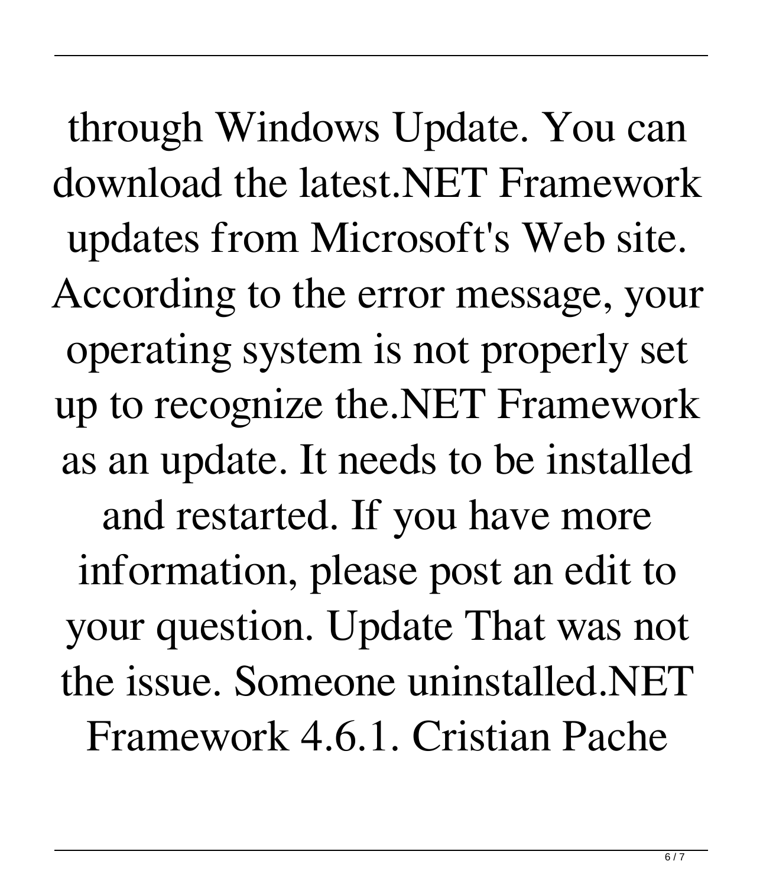through Windows Update. You can download the latest.NET Framework updates from Microsoft's Web site. According to the error message, your operating system is not properly set up to recognize the.NET Framework as an update. It needs to be installed and restarted. If you have more information, please post an edit to your question. Update That was not the issue. Someone uninstalled.NET Framework 4.6.1. Cristian Pache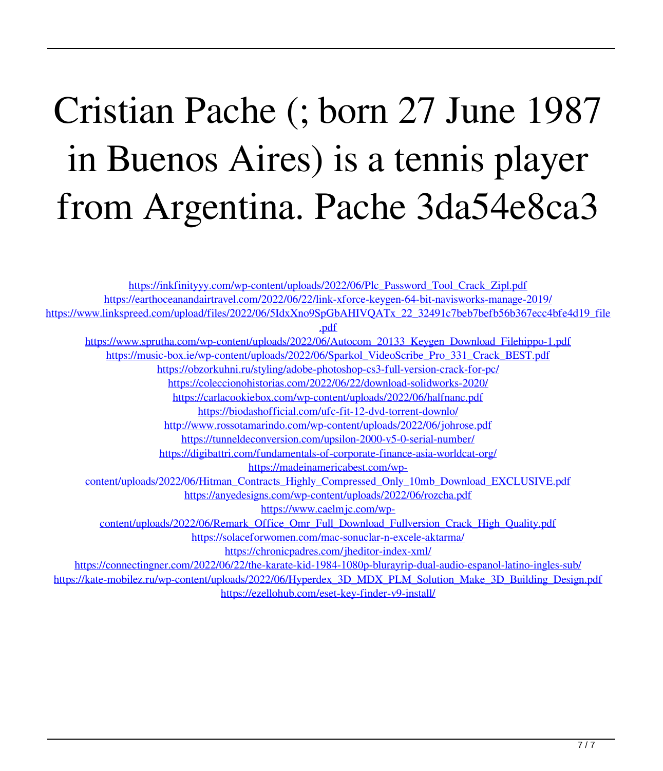# Cristian Pache (; born 27 June 1987 in Buenos Aires) is a tennis player from Argentina. Pache 3da54e8ca3

https://inkfinityyy.com/wp-content/uploads/2022/06/Plc_Password_Tool_Crack_Zipl.pdf
https://earthoceanandairtravel.com/2022/06/22/link-xforce-keygen-64-bit-navisworks-manage-2019/
https://www.linkspreed.com/upload/files/2022/06/5IdxXno9SpGbAHIVQATx_22_32491c7beb7befb56b367ecc4bfe4d19_file.pdf
https://www.sprutha.com/wp-content/uploads/2022/06/Autocom_20133_Keygen_Download_Filehippo-1.pdf
https://music-box.ie/wp-content/uploads/2022/06/Sparkol_VideoScribe_Pro_331_Crack_BEST.pdf
https://obzorkuhni.ru/styling/adobe-photoshop-cs3-full-version-crack-for-pc/
https://coleccionohistorias.com/2022/06/22/download-solidworks-2020/
https://carlacookiebox.com/wp-content/uploads/2022/06/halfnanc.pdf
https://biodashofficial.com/ufc-fit-12-dvd-torrent-downlo/
http://www.rossotamarindo.com/wp-content/uploads/2022/06/johrose.pdf
https://tunneldeconversion.com/upsilon-2000-v5-0-serial-number/
https://digibattri.com/fundamentals-of-corporate-finance-asia-worldcat-org/
https://madeinamericabest.com/wp-content/uploads/2022/06/Hitman_Contracts_Highly_Compressed_Only_10mb_Download_EXCLUSIVE.pdf
https://anyedesigns.com/wp-content/uploads/2022/06/rozcha.pdf
https://www.caelmjc.com/wp-content/uploads/2022/06/Remark_Office_Omr_Full_Download_Fullversion_Crack_High_Quality.pdf
https://solaceforwomen.com/mac-sonuclar-n-excele-aktarma/
https://chronicpadres.com/jheditor-index-xml/
https://connectingner.com/2022/06/22/the-karate-kid-1984-1080p-blurayrip-dual-audio-espanol-latino-ingles-sub/
https://kate-mobilez.ru/wp-content/uploads/2022/06/Hyperdex_3D_MDX_PLM_Solution_Make_3D_Building_Design.pdf
https://ezellohub.com/eset-key-finder-v9-install/